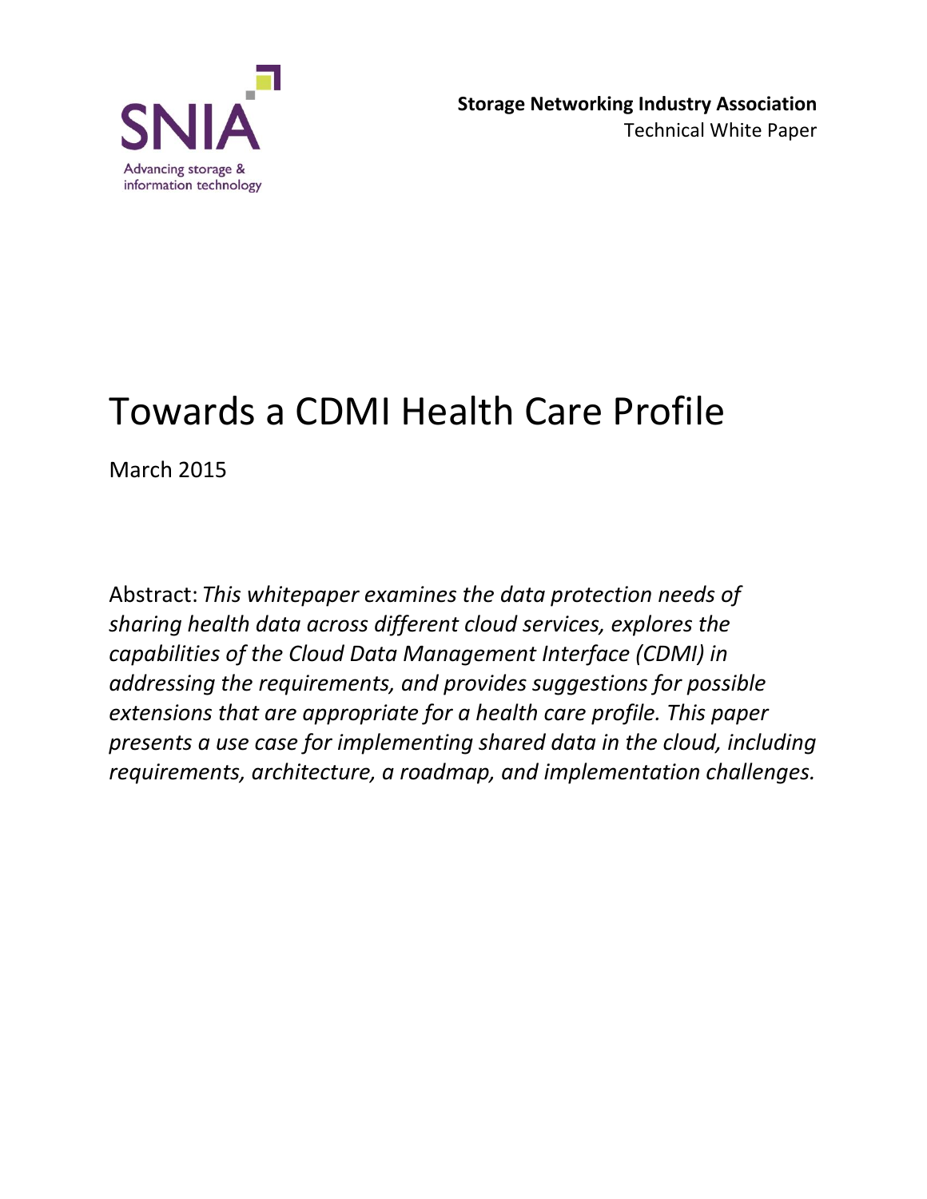SNIA

Advancing storage & information technology

**Storage Networking Industry Association**

Technical White Paper

# Towards a CDMI Health Care Profile

March 2015

Abstract: *This whitepaper examines the data protection needs of sharing health data across different cloud services, explores the capabilities of the Cloud Data Management Interface (CDMI) in addressing the requirements, and provides suggestions for possible extensions that are appropriate for a health care profile. This paper presents a use case for implementing shared data in the cloud, including requirements, architecture, a roadmap, and implementation challenges.*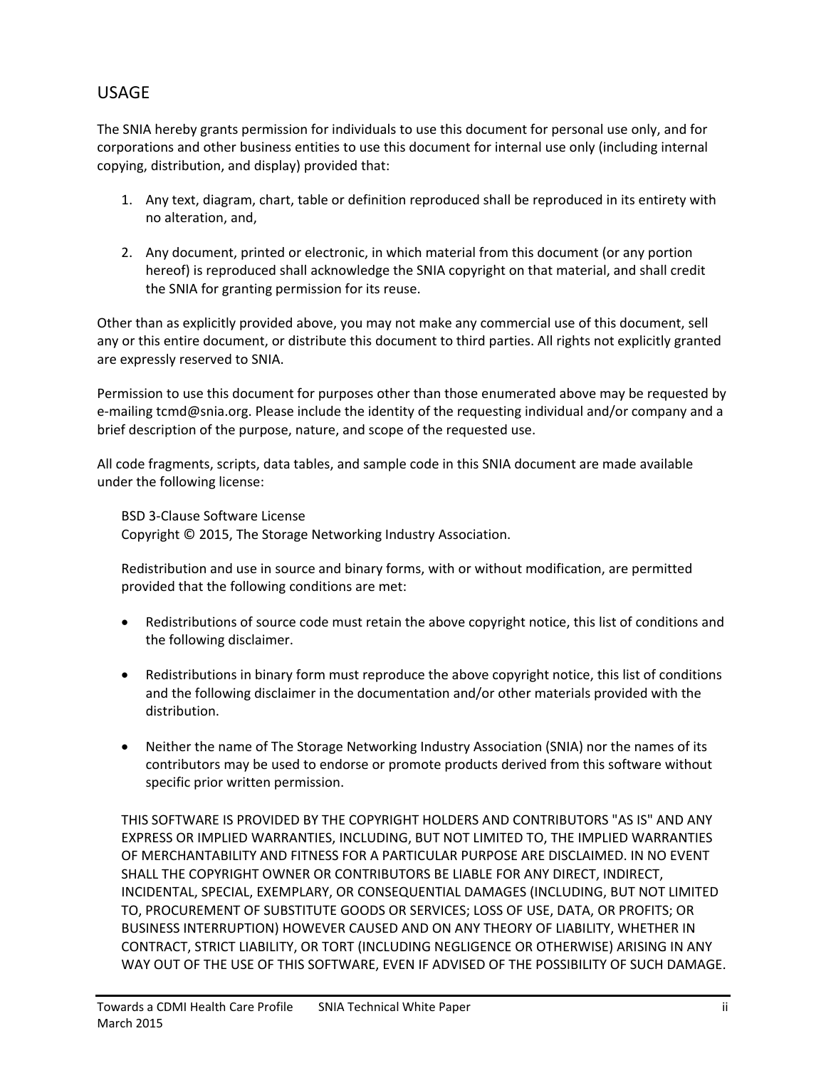## USAGE

The SNIA hereby grants permission for individuals to use this document for personal use only, and for corporations and other business entities to use this document for internal use only (including internal copying, distribution, and display) provided that:

1. Any text, diagram, chart, table or definition reproduced shall be reproduced in its entirety with no alteration, and,

2. Any document, printed or electronic, in which material from this document (or any portion hereof) is reproduced shall acknowledge the SNIA copyright on that material, and shall credit the SNIA for granting permission for its reuse.

Other than as explicitly provided above, you may not make any commercial use of this document, sell any or this entire document, or distribute this document to third parties. All rights not explicitly granted are expressly reserved to SNIA.

Permission to use this document for purposes other than those enumerated above may be requested by e-mailing tcmd@snia.org. Please include the identity of the requesting individual and/or company and a brief description of the purpose, nature, and scope of the requested use.

All code fragments, scripts, data tables, and sample code in this SNIA document are made available under the following license:

> BSD 3-Clause Software License
> Copyright © 2015, The Storage Networking Industry Association.
>
> Redistribution and use in source and binary forms, with or without modification, are permitted provided that the following conditions are met:
>
> - Redistributions of source code must retain the above copyright notice, this list of conditions and the following disclaimer.
>
> - Redistributions in binary form must reproduce the above copyright notice, this list of conditions and the following disclaimer in the documentation and/or other materials provided with the distribution.
>
> - Neither the name of The Storage Networking Industry Association (SNIA) nor the names of its contributors may be used to endorse or promote products derived from this software without specific prior written permission.
>
> THIS SOFTWARE IS PROVIDED BY THE COPYRIGHT HOLDERS AND CONTRIBUTORS "AS IS" AND ANY EXPRESS OR IMPLIED WARRANTIES, INCLUDING, BUT NOT LIMITED TO, THE IMPLIED WARRANTIES OF MERCHANTABILITY AND FITNESS FOR A PARTICULAR PURPOSE ARE DISCLAIMED. IN NO EVENT SHALL THE COPYRIGHT OWNER OR CONTRIBUTORS BE LIABLE FOR ANY DIRECT, INDIRECT, INCIDENTAL, SPECIAL, EXEMPLARY, OR CONSEQUENTIAL DAMAGES (INCLUDING, BUT NOT LIMITED TO, PROCUREMENT OF SUBSTITUTE GOODS OR SERVICES; LOSS OF USE, DATA, OR PROFITS; OR BUSINESS INTERRUPTION) HOWEVER CAUSED AND ON ANY THEORY OF LIABILITY, WHETHER IN CONTRACT, STRICT LIABILITY, OR TORT (INCLUDING NEGLIGENCE OR OTHERWISE) ARISING IN ANY WAY OUT OF THE USE OF THIS SOFTWARE, EVEN IF ADVISED OF THE POSSIBILITY OF SUCH DAMAGE.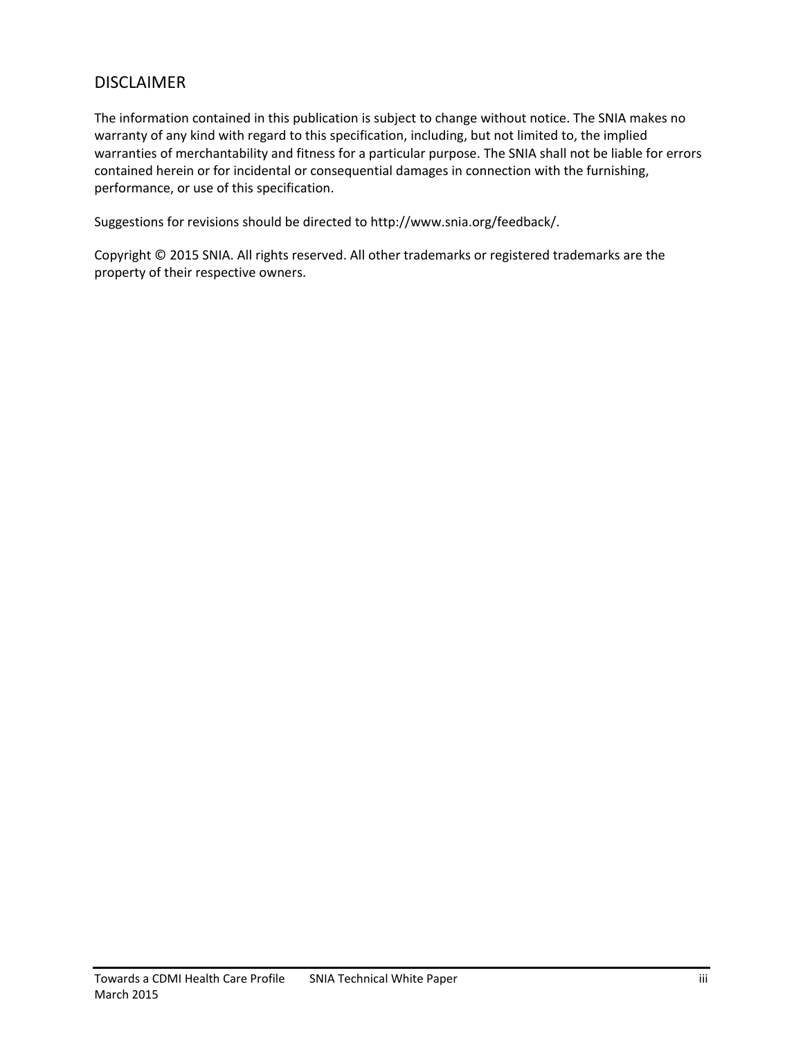## DISCLAIMER

The information contained in this publication is subject to change without notice. The SNIA makes no warranty of any kind with regard to this specification, including, but not limited to, the implied warranties of merchantability and fitness for a particular purpose. The SNIA shall not be liable for errors contained herein or for incidental or consequential damages in connection with the furnishing, performance, or use of this specification.

Suggestions for revisions should be directed to http://www.snia.org/feedback/.

Copyright © 2015 SNIA. All rights reserved. All other trademarks or registered trademarks are the property of their respective owners.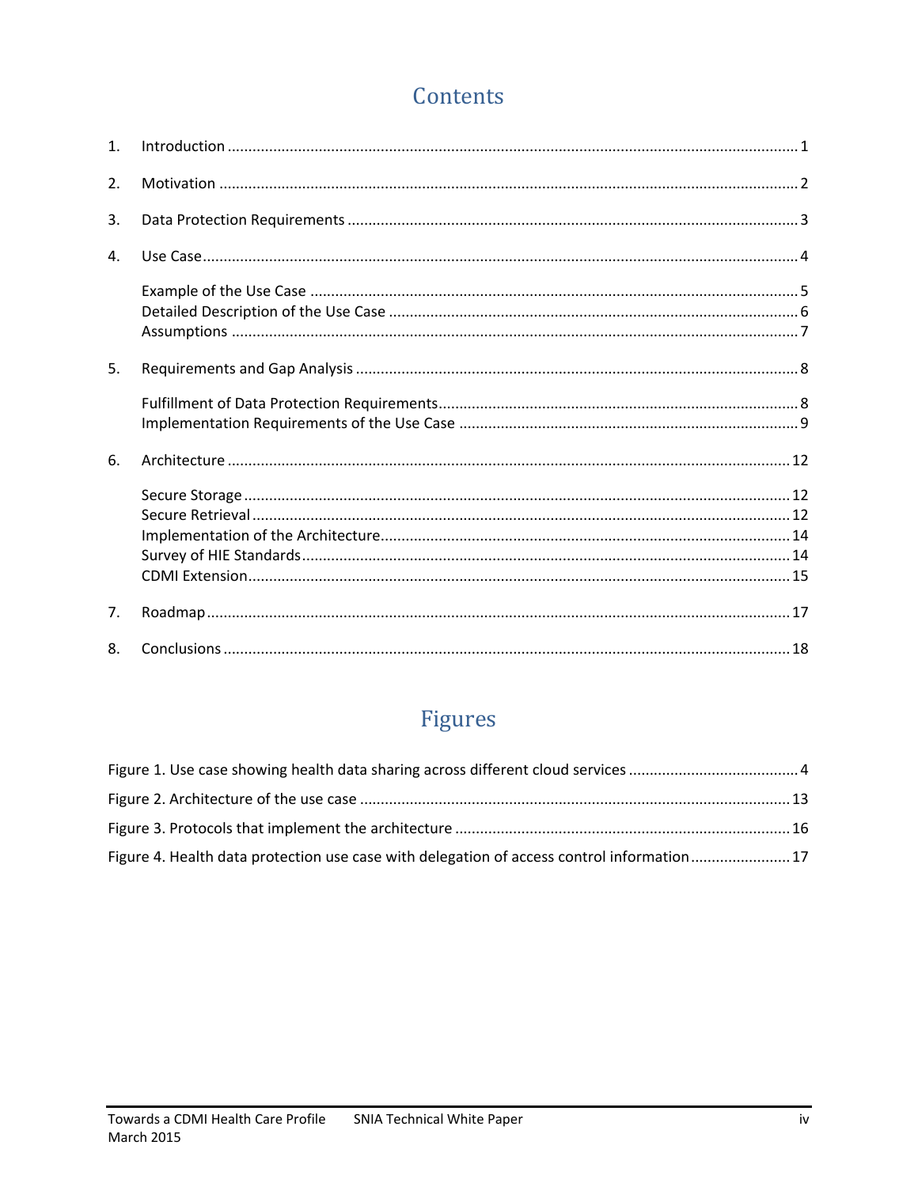# Contents

1. Introduction ........................................................................................................................ 1
2. Motivation .......................................................................................................................... 2
3. Data Protection Requirements ........................................................................................... 3
4. Use Case ............................................................................................................................. 4
   - Example of the Use Case .................................................................................................. 5
   - Detailed Description of the Use Case ............................................................................... 6
   - Assumptions ..................................................................................................................... 7
5. Requirements and Gap Analysis ......................................................................................... 8
   - Fulfillment of Data Protection Requirements ................................................................... 8
   - Implementation Requirements of the Use Case .............................................................. 9
6. Architecture ...................................................................................................................... 12
   - Secure Storage ................................................................................................................ 12
   - Secure Retrieval .............................................................................................................. 12
   - Implementation of the Architecture ................................................................................ 14
   - Survey of HIE Standards .................................................................................................. 14
   - CDMI Extension ............................................................................................................... 15
7. Roadmap .......................................................................................................................... 17
8. Conclusions ...................................................................................................................... 18

# Figures

Figure 1. Use case showing health data sharing across different cloud services ......................................... 4

Figure 2. Architecture of the use case ...................................................................................................... 13

Figure 3. Protocols that implement the architecture ................................................................................ 16

Figure 4. Health data protection use case with delegation of access control information ........................ 17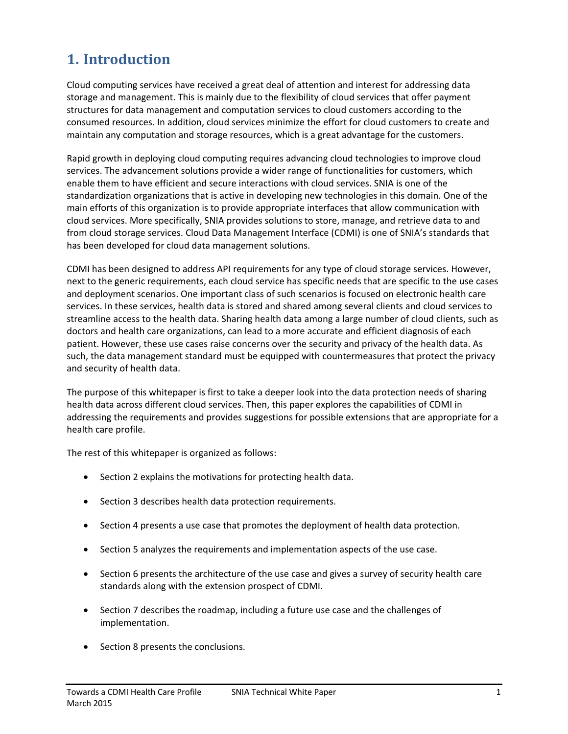# 1. Introduction

Cloud computing services have received a great deal of attention and interest for addressing data storage and management. This is mainly due to the flexibility of cloud services that offer payment structures for data management and computation services to cloud customers according to the consumed resources. In addition, cloud services minimize the effort for cloud customers to create and maintain any computation and storage resources, which is a great advantage for the customers.

Rapid growth in deploying cloud computing requires advancing cloud technologies to improve cloud services. The advancement solutions provide a wider range of functionalities for customers, which enable them to have efficient and secure interactions with cloud services. SNIA is one of the standardization organizations that is active in developing new technologies in this domain. One of the main efforts of this organization is to provide appropriate interfaces that allow communication with cloud services. More specifically, SNIA provides solutions to store, manage, and retrieve data to and from cloud storage services. Cloud Data Management Interface (CDMI) is one of SNIA's standards that has been developed for cloud data management solutions.

CDMI has been designed to address API requirements for any type of cloud storage services. However, next to the generic requirements, each cloud service has specific needs that are specific to the use cases and deployment scenarios. One important class of such scenarios is focused on electronic health care services. In these services, health data is stored and shared among several clients and cloud services to streamline access to the health data. Sharing health data among a large number of cloud clients, such as doctors and health care organizations, can lead to a more accurate and efficient diagnosis of each patient. However, these use cases raise concerns over the security and privacy of the health data. As such, the data management standard must be equipped with countermeasures that protect the privacy and security of health data.

The purpose of this whitepaper is first to take a deeper look into the data protection needs of sharing health data across different cloud services. Then, this paper explores the capabilities of CDMI in addressing the requirements and provides suggestions for possible extensions that are appropriate for a health care profile.

The rest of this whitepaper is organized as follows:

- Section 2 explains the motivations for protecting health data.
- Section 3 describes health data protection requirements.
- Section 4 presents a use case that promotes the deployment of health data protection.
- Section 5 analyzes the requirements and implementation aspects of the use case.
- Section 6 presents the architecture of the use case and gives a survey of security health care standards along with the extension prospect of CDMI.
- Section 7 describes the roadmap, including a future use case and the challenges of implementation.
- Section 8 presents the conclusions.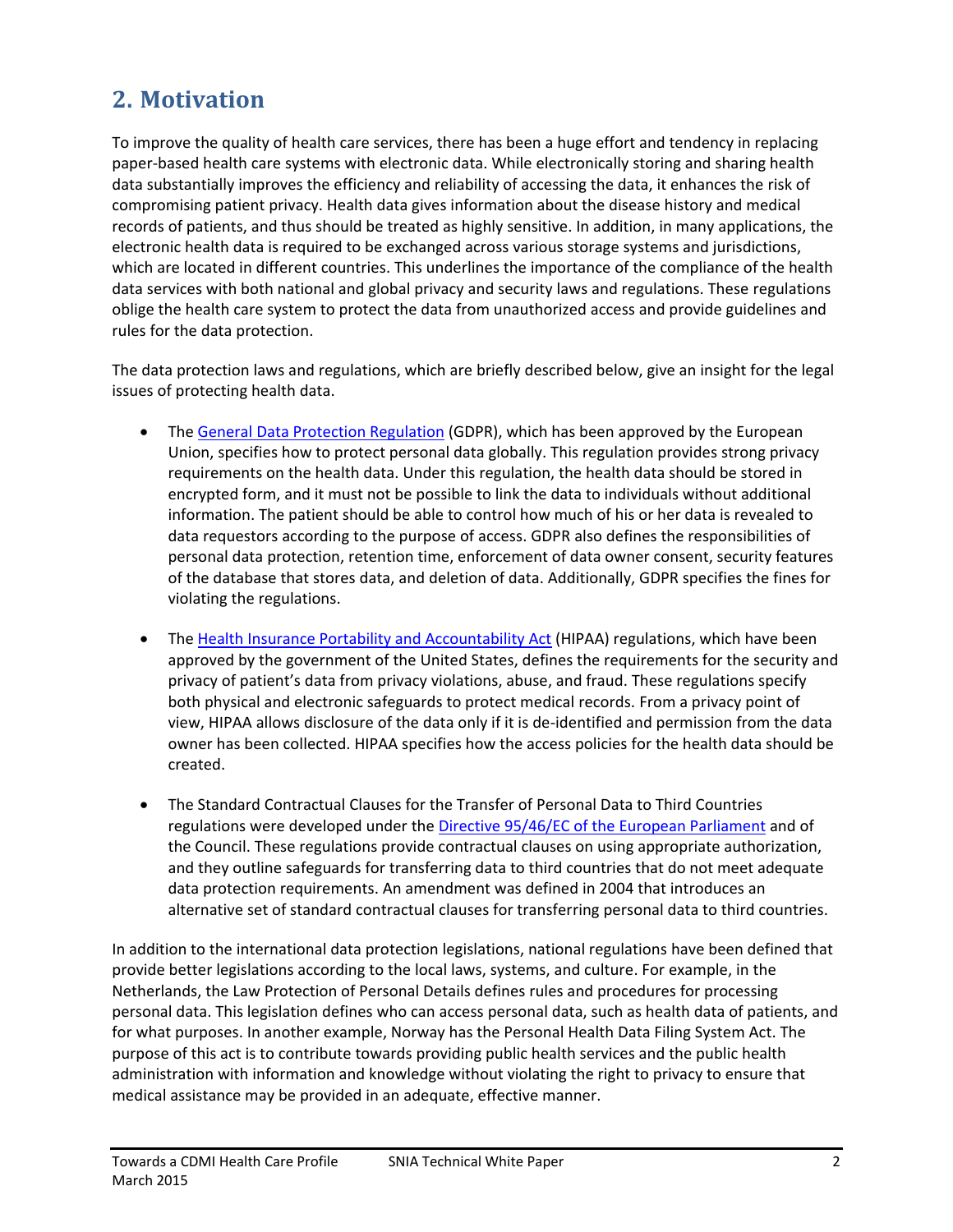## 2. Motivation

To improve the quality of health care services, there has been a huge effort and tendency in replacing paper-based health care systems with electronic data. While electronically storing and sharing health data substantially improves the efficiency and reliability of accessing the data, it enhances the risk of compromising patient privacy. Health data gives information about the disease history and medical records of patients, and thus should be treated as highly sensitive. In addition, in many applications, the electronic health data is required to be exchanged across various storage systems and jurisdictions, which are located in different countries. This underlines the importance of the compliance of the health data services with both national and global privacy and security laws and regulations. These regulations oblige the health care system to protect the data from unauthorized access and provide guidelines and rules for the data protection.

The data protection laws and regulations, which are briefly described below, give an insight for the legal issues of protecting health data.

- The General Data Protection Regulation (GDPR), which has been approved by the European Union, specifies how to protect personal data globally. This regulation provides strong privacy requirements on the health data. Under this regulation, the health data should be stored in encrypted form, and it must not be possible to link the data to individuals without additional information. The patient should be able to control how much of his or her data is revealed to data requestors according to the purpose of access. GDPR also defines the responsibilities of personal data protection, retention time, enforcement of data owner consent, security features of the database that stores data, and deletion of data. Additionally, GDPR specifies the fines for violating the regulations.

- The Health Insurance Portability and Accountability Act (HIPAA) regulations, which have been approved by the government of the United States, defines the requirements for the security and privacy of patient's data from privacy violations, abuse, and fraud. These regulations specify both physical and electronic safeguards to protect medical records. From a privacy point of view, HIPAA allows disclosure of the data only if it is de-identified and permission from the data owner has been collected. HIPAA specifies how the access policies for the health data should be created.

- The Standard Contractual Clauses for the Transfer of Personal Data to Third Countries regulations were developed under the Directive 95/46/EC of the European Parliament and of the Council. These regulations provide contractual clauses on using appropriate authorization, and they outline safeguards for transferring data to third countries that do not meet adequate data protection requirements. An amendment was defined in 2004 that introduces an alternative set of standard contractual clauses for transferring personal data to third countries.

In addition to the international data protection legislations, national regulations have been defined that provide better legislations according to the local laws, systems, and culture. For example, in the Netherlands, the Law Protection of Personal Details defines rules and procedures for processing personal data. This legislation defines who can access personal data, such as health data of patients, and for what purposes. In another example, Norway has the Personal Health Data Filing System Act. The purpose of this act is to contribute towards providing public health services and the public health administration with information and knowledge without violating the right to privacy to ensure that medical assistance may be provided in an adequate, effective manner.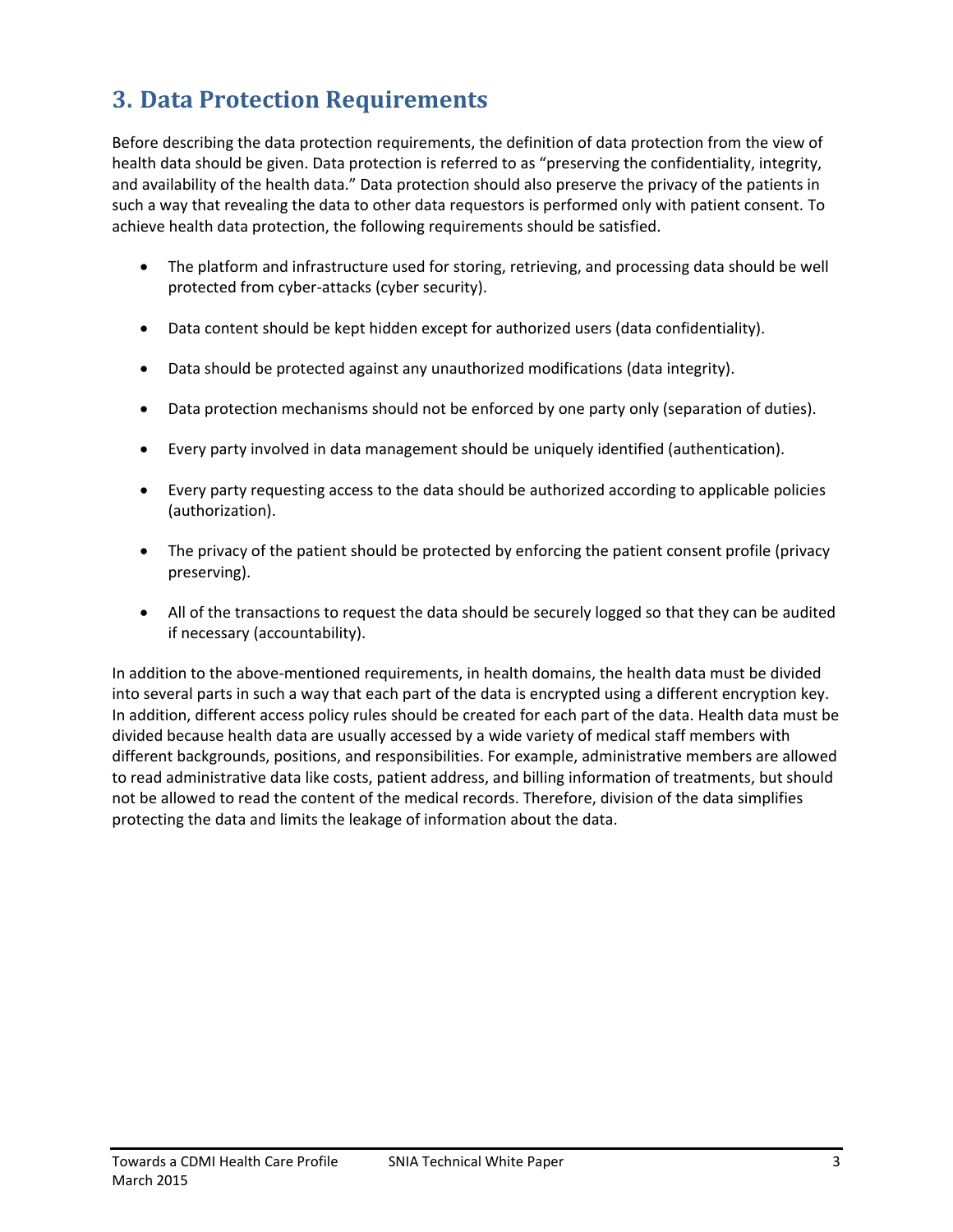# 3. Data Protection Requirements

Before describing the data protection requirements, the definition of data protection from the view of health data should be given. Data protection is referred to as "preserving the confidentiality, integrity, and availability of the health data." Data protection should also preserve the privacy of the patients in such a way that revealing the data to other data requestors is performed only with patient consent. To achieve health data protection, the following requirements should be satisfied.

- The platform and infrastructure used for storing, retrieving, and processing data should be well protected from cyber-attacks (cyber security).
- Data content should be kept hidden except for authorized users (data confidentiality).
- Data should be protected against any unauthorized modifications (data integrity).
- Data protection mechanisms should not be enforced by one party only (separation of duties).
- Every party involved in data management should be uniquely identified (authentication).
- Every party requesting access to the data should be authorized according to applicable policies (authorization).
- The privacy of the patient should be protected by enforcing the patient consent profile (privacy preserving).
- All of the transactions to request the data should be securely logged so that they can be audited if necessary (accountability).

In addition to the above-mentioned requirements, in health domains, the health data must be divided into several parts in such a way that each part of the data is encrypted using a different encryption key. In addition, different access policy rules should be created for each part of the data. Health data must be divided because health data are usually accessed by a wide variety of medical staff members with different backgrounds, positions, and responsibilities. For example, administrative members are allowed to read administrative data like costs, patient address, and billing information of treatments, but should not be allowed to read the content of the medical records. Therefore, division of the data simplifies protecting the data and limits the leakage of information about the data.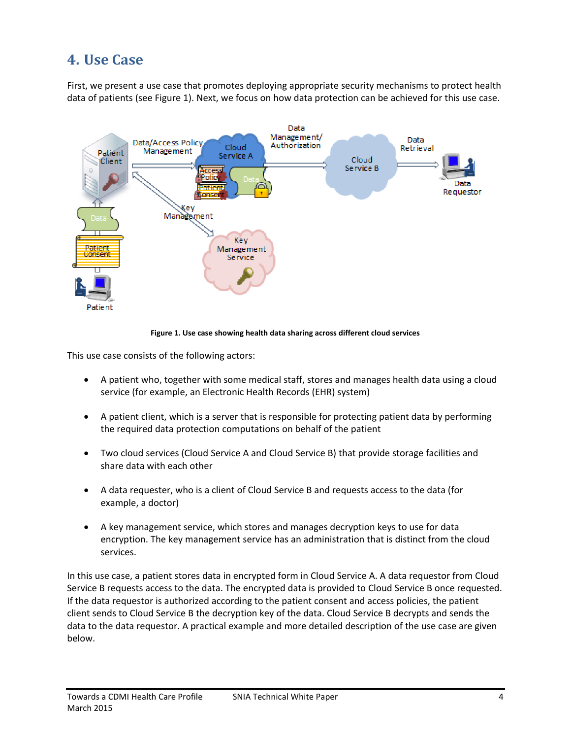# 4. Use Case

First, we present a use case that promotes deploying appropriate security mechanisms to protect health data of patients (see Figure 1). Next, we focus on how data protection can be achieved for this use case.

**Figure 1. Use case showing health data sharing across different cloud services**

This use case consists of the following actors:

- A patient who, together with some medical staff, stores and manages health data using a cloud service (for example, an Electronic Health Records (EHR) system)
- A patient client, which is a server that is responsible for protecting patient data by performing the required data protection computations on behalf of the patient
- Two cloud services (Cloud Service A and Cloud Service B) that provide storage facilities and share data with each other
- A data requester, who is a client of Cloud Service B and requests access to the data (for example, a doctor)
- A key management service, which stores and manages decryption keys to use for data encryption. The key management service has an administration that is distinct from the cloud services.

In this use case, a patient stores data in encrypted form in Cloud Service A. A data requestor from Cloud Service B requests access to the data. The encrypted data is provided to Cloud Service B once requested. If the data requestor is authorized according to the patient consent and access policies, the patient client sends to Cloud Service B the decryption key of the data. Cloud Service B decrypts and sends the data to the data requestor. A practical example and more detailed description of the use case are given below.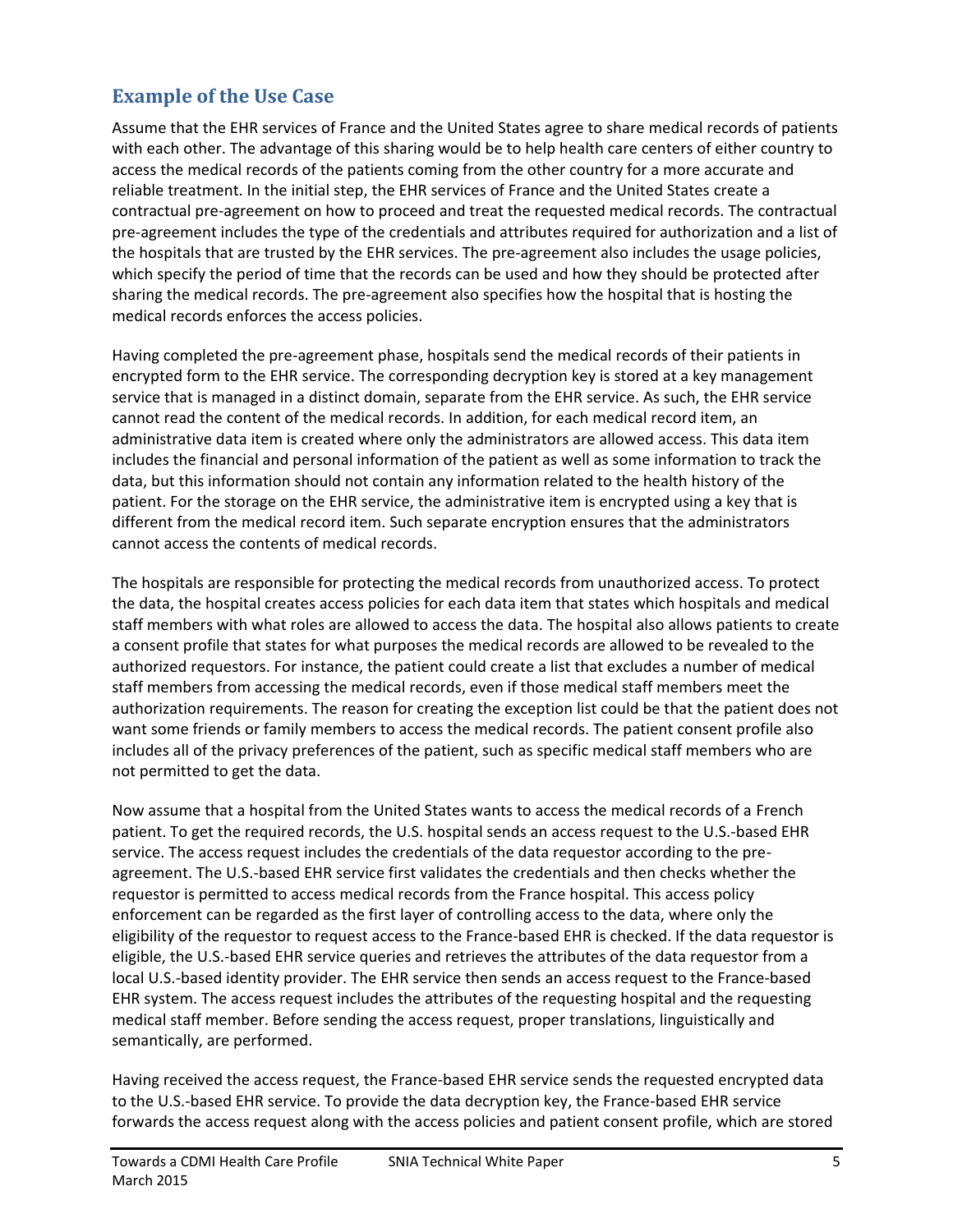## Example of the Use Case

Assume that the EHR services of France and the United States agree to share medical records of patients with each other. The advantage of this sharing would be to help health care centers of either country to access the medical records of the patients coming from the other country for a more accurate and reliable treatment. In the initial step, the EHR services of France and the United States create a contractual pre-agreement on how to proceed and treat the requested medical records. The contractual pre-agreement includes the type of the credentials and attributes required for authorization and a list of the hospitals that are trusted by the EHR services. The pre-agreement also includes the usage policies, which specify the period of time that the records can be used and how they should be protected after sharing the medical records. The pre-agreement also specifies how the hospital that is hosting the medical records enforces the access policies.

Having completed the pre-agreement phase, hospitals send the medical records of their patients in encrypted form to the EHR service. The corresponding decryption key is stored at a key management service that is managed in a distinct domain, separate from the EHR service. As such, the EHR service cannot read the content of the medical records. In addition, for each medical record item, an administrative data item is created where only the administrators are allowed access. This data item includes the financial and personal information of the patient as well as some information to track the data, but this information should not contain any information related to the health history of the patient. For the storage on the EHR service, the administrative item is encrypted using a key that is different from the medical record item. Such separate encryption ensures that the administrators cannot access the contents of medical records.

The hospitals are responsible for protecting the medical records from unauthorized access. To protect the data, the hospital creates access policies for each data item that states which hospitals and medical staff members with what roles are allowed to access the data. The hospital also allows patients to create a consent profile that states for what purposes the medical records are allowed to be revealed to the authorized requestors. For instance, the patient could create a list that excludes a number of medical staff members from accessing the medical records, even if those medical staff members meet the authorization requirements. The reason for creating the exception list could be that the patient does not want some friends or family members to access the medical records. The patient consent profile also includes all of the privacy preferences of the patient, such as specific medical staff members who are not permitted to get the data.

Now assume that a hospital from the United States wants to access the medical records of a French patient. To get the required records, the U.S. hospital sends an access request to the U.S.-based EHR service. The access request includes the credentials of the data requestor according to the pre-agreement. The U.S.-based EHR service first validates the credentials and then checks whether the requestor is permitted to access medical records from the France hospital. This access policy enforcement can be regarded as the first layer of controlling access to the data, where only the eligibility of the requestor to request access to the France-based EHR is checked. If the data requestor is eligible, the U.S.-based EHR service queries and retrieves the attributes of the data requestor from a local U.S.-based identity provider. The EHR service then sends an access request to the France-based EHR system. The access request includes the attributes of the requesting hospital and the requesting medical staff member. Before sending the access request, proper translations, linguistically and semantically, are performed.

Having received the access request, the France-based EHR service sends the requested encrypted data to the U.S.-based EHR service. To provide the data decryption key, the France-based EHR service forwards the access request along with the access policies and patient consent profile, which are stored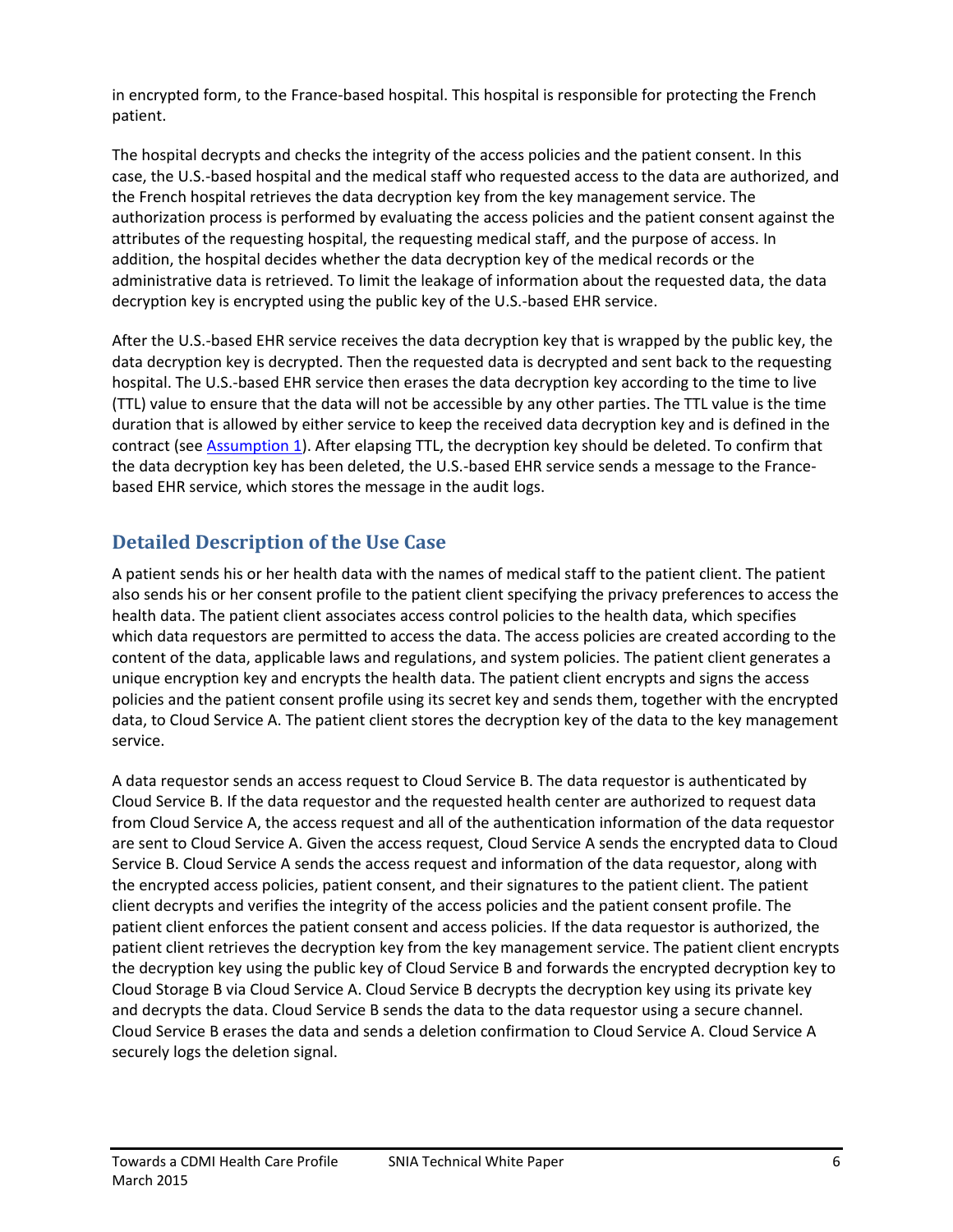in encrypted form, to the France-based hospital. This hospital is responsible for protecting the French patient.

The hospital decrypts and checks the integrity of the access policies and the patient consent. In this case, the U.S.-based hospital and the medical staff who requested access to the data are authorized, and the French hospital retrieves the data decryption key from the key management service. The authorization process is performed by evaluating the access policies and the patient consent against the attributes of the requesting hospital, the requesting medical staff, and the purpose of access. In addition, the hospital decides whether the data decryption key of the medical records or the administrative data is retrieved. To limit the leakage of information about the requested data, the data decryption key is encrypted using the public key of the U.S.-based EHR service.

After the U.S.-based EHR service receives the data decryption key that is wrapped by the public key, the data decryption key is decrypted. Then the requested data is decrypted and sent back to the requesting hospital. The U.S.-based EHR service then erases the data decryption key according to the time to live (TTL) value to ensure that the data will not be accessible by any other parties. The TTL value is the time duration that is allowed by either service to keep the received data decryption key and is defined in the contract (see Assumption 1). After elapsing TTL, the decryption key should be deleted. To confirm that the data decryption key has been deleted, the U.S.-based EHR service sends a message to the France-based EHR service, which stores the message in the audit logs.

## Detailed Description of the Use Case

A patient sends his or her health data with the names of medical staff to the patient client. The patient also sends his or her consent profile to the patient client specifying the privacy preferences to access the health data. The patient client associates access control policies to the health data, which specifies which data requestors are permitted to access the data. The access policies are created according to the content of the data, applicable laws and regulations, and system policies. The patient client generates a unique encryption key and encrypts the health data. The patient client encrypts and signs the access policies and the patient consent profile using its secret key and sends them, together with the encrypted data, to Cloud Service A. The patient client stores the decryption key of the data to the key management service.

A data requestor sends an access request to Cloud Service B. The data requestor is authenticated by Cloud Service B. If the data requestor and the requested health center are authorized to request data from Cloud Service A, the access request and all of the authentication information of the data requestor are sent to Cloud Service A. Given the access request, Cloud Service A sends the encrypted data to Cloud Service B. Cloud Service A sends the access request and information of the data requestor, along with the encrypted access policies, patient consent, and their signatures to the patient client. The patient client decrypts and verifies the integrity of the access policies and the patient consent profile. The patient client enforces the patient consent and access policies. If the data requestor is authorized, the patient client retrieves the decryption key from the key management service. The patient client encrypts the decryption key using the public key of Cloud Service B and forwards the encrypted decryption key to Cloud Storage B via Cloud Service A. Cloud Service B decrypts the decryption key using its private key and decrypts the data. Cloud Service B sends the data to the data requestor using a secure channel. Cloud Service B erases the data and sends a deletion confirmation to Cloud Service A. Cloud Service A securely logs the deletion signal.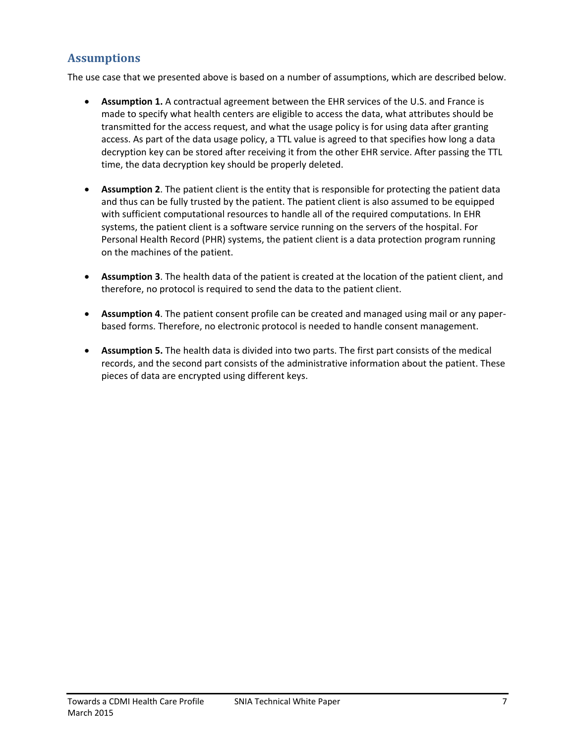## Assumptions

The use case that we presented above is based on a number of assumptions, which are described below.

- **Assumption 1.** A contractual agreement between the EHR services of the U.S. and France is made to specify what health centers are eligible to access the data, what attributes should be transmitted for the access request, and what the usage policy is for using data after granting access. As part of the data usage policy, a TTL value is agreed to that specifies how long a data decryption key can be stored after receiving it from the other EHR service. After passing the TTL time, the data decryption key should be properly deleted.

- **Assumption 2**. The patient client is the entity that is responsible for protecting the patient data and thus can be fully trusted by the patient. The patient client is also assumed to be equipped with sufficient computational resources to handle all of the required computations. In EHR systems, the patient client is a software service running on the servers of the hospital. For Personal Health Record (PHR) systems, the patient client is a data protection program running on the machines of the patient.

- **Assumption 3**. The health data of the patient is created at the location of the patient client, and therefore, no protocol is required to send the data to the patient client.

- **Assumption 4**. The patient consent profile can be created and managed using mail or any paper-based forms. Therefore, no electronic protocol is needed to handle consent management.

- **Assumption 5.** The health data is divided into two parts. The first part consists of the medical records, and the second part consists of the administrative information about the patient. These pieces of data are encrypted using different keys.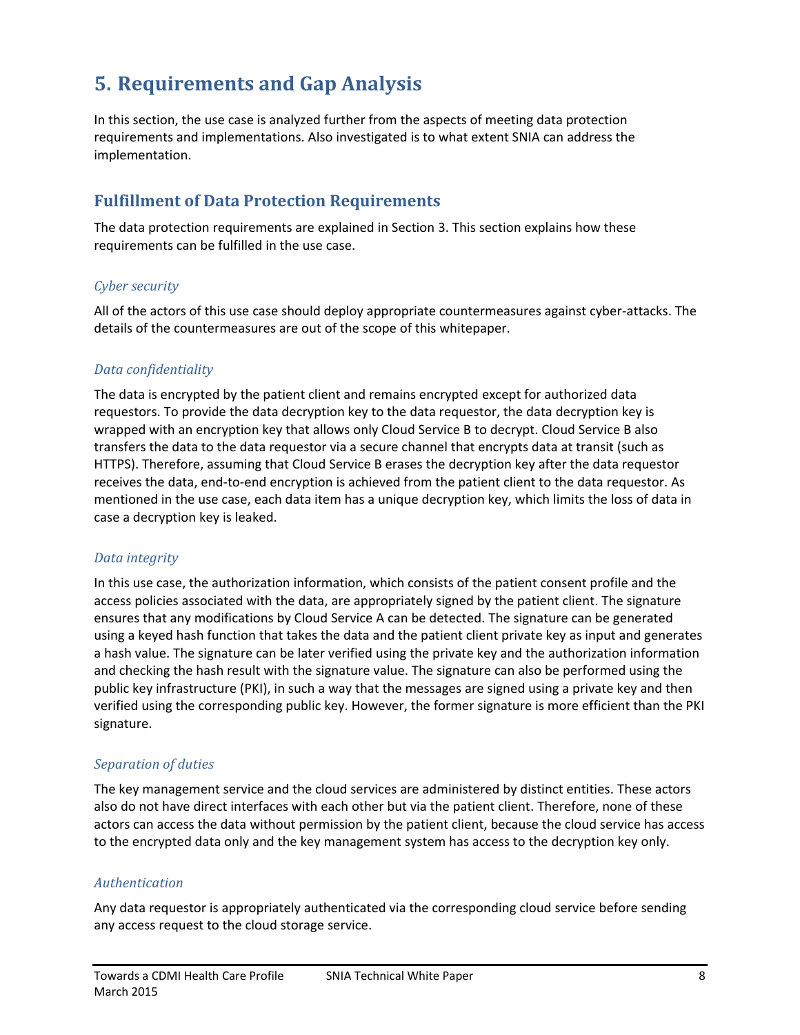# 5. Requirements and Gap Analysis

In this section, the use case is analyzed further from the aspects of meeting data protection requirements and implementations. Also investigated is to what extent SNIA can address the implementation.

## Fulfillment of Data Protection Requirements

The data protection requirements are explained in Section 3. This section explains how these requirements can be fulfilled in the use case.

### *Cyber security*

All of the actors of this use case should deploy appropriate countermeasures against cyber-attacks. The details of the countermeasures are out of the scope of this whitepaper.

### *Data confidentiality*

The data is encrypted by the patient client and remains encrypted except for authorized data requestors. To provide the data decryption key to the data requestor, the data decryption key is wrapped with an encryption key that allows only Cloud Service B to decrypt. Cloud Service B also transfers the data to the data requestor via a secure channel that encrypts data at transit (such as HTTPS). Therefore, assuming that Cloud Service B erases the decryption key after the data requestor receives the data, end-to-end encryption is achieved from the patient client to the data requestor. As mentioned in the use case, each data item has a unique decryption key, which limits the loss of data in case a decryption key is leaked.

### *Data integrity*

In this use case, the authorization information, which consists of the patient consent profile and the access policies associated with the data, are appropriately signed by the patient client. The signature ensures that any modifications by Cloud Service A can be detected. The signature can be generated using a keyed hash function that takes the data and the patient client private key as input and generates a hash value. The signature can be later verified using the private key and the authorization information and checking the hash result with the signature value. The signature can also be performed using the public key infrastructure (PKI), in such a way that the messages are signed using a private key and then verified using the corresponding public key. However, the former signature is more efficient than the PKI signature.

### *Separation of duties*

The key management service and the cloud services are administered by distinct entities. These actors also do not have direct interfaces with each other but via the patient client. Therefore, none of these actors can access the data without permission by the patient client, because the cloud service has access to the encrypted data only and the key management system has access to the decryption key only.

### *Authentication*

Any data requestor is appropriately authenticated via the corresponding cloud service before sending any access request to the cloud storage service.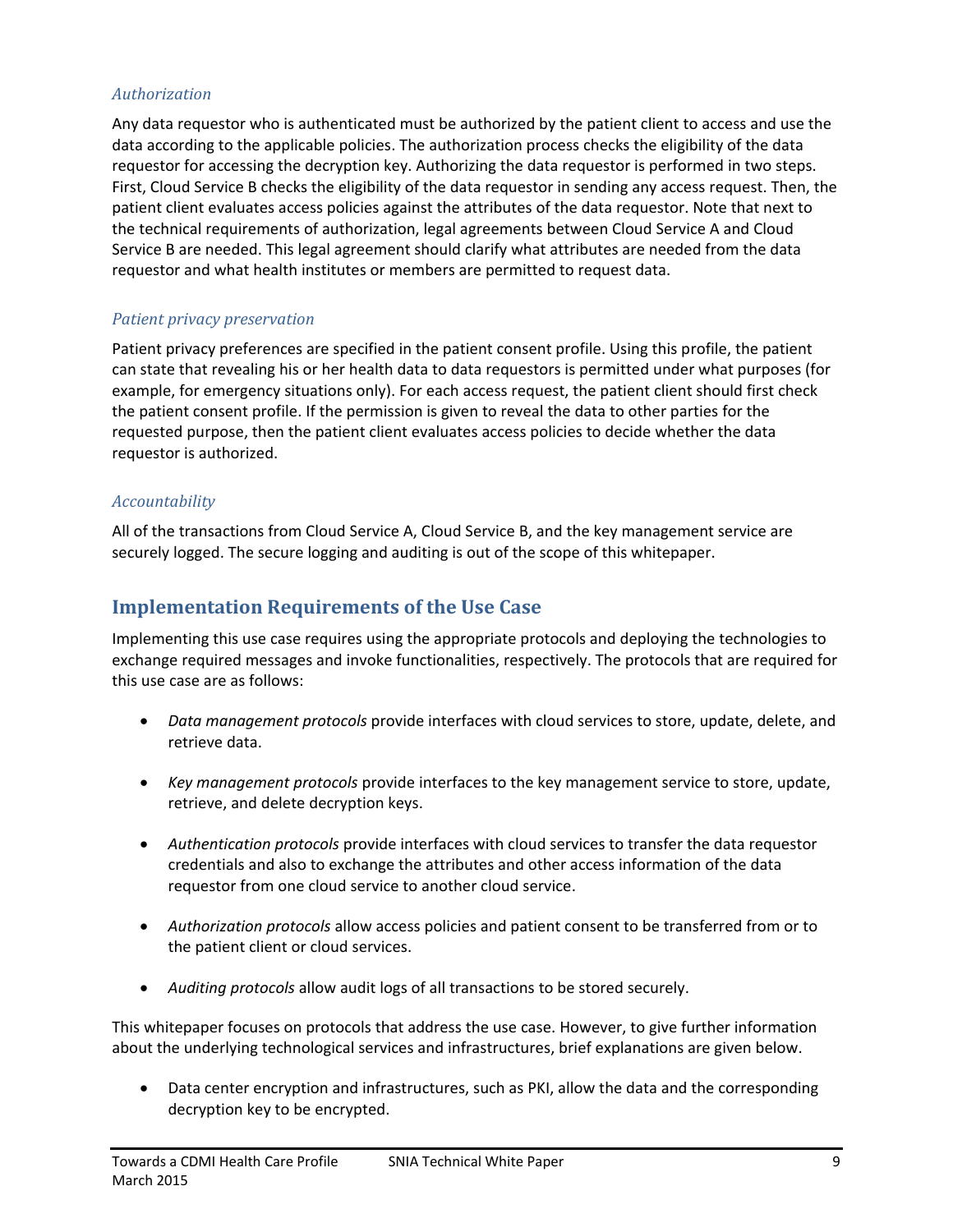### *Authorization*

Any data requestor who is authenticated must be authorized by the patient client to access and use the data according to the applicable policies. The authorization process checks the eligibility of the data requestor for accessing the decryption key. Authorizing the data requestor is performed in two steps. First, Cloud Service B checks the eligibility of the data requestor in sending any access request. Then, the patient client evaluates access policies against the attributes of the data requestor. Note that next to the technical requirements of authorization, legal agreements between Cloud Service A and Cloud Service B are needed. This legal agreement should clarify what attributes are needed from the data requestor and what health institutes or members are permitted to request data.

### *Patient privacy preservation*

Patient privacy preferences are specified in the patient consent profile. Using this profile, the patient can state that revealing his or her health data to data requestors is permitted under what purposes (for example, for emergency situations only). For each access request, the patient client should first check the patient consent profile. If the permission is given to reveal the data to other parties for the requested purpose, then the patient client evaluates access policies to decide whether the data requestor is authorized.

### *Accountability*

All of the transactions from Cloud Service A, Cloud Service B, and the key management service are securely logged. The secure logging and auditing is out of the scope of this whitepaper.

## Implementation Requirements of the Use Case

Implementing this use case requires using the appropriate protocols and deploying the technologies to exchange required messages and invoke functionalities, respectively. The protocols that are required for this use case are as follows:

- *Data management protocols* provide interfaces with cloud services to store, update, delete, and retrieve data.
- *Key management protocols* provide interfaces to the key management service to store, update, retrieve, and delete decryption keys.
- *Authentication protocols* provide interfaces with cloud services to transfer the data requestor credentials and also to exchange the attributes and other access information of the data requestor from one cloud service to another cloud service.
- *Authorization protocols* allow access policies and patient consent to be transferred from or to the patient client or cloud services.
- *Auditing protocols* allow audit logs of all transactions to be stored securely.

This whitepaper focuses on protocols that address the use case. However, to give further information about the underlying technological services and infrastructures, brief explanations are given below.

- Data center encryption and infrastructures, such as PKI, allow the data and the corresponding decryption key to be encrypted.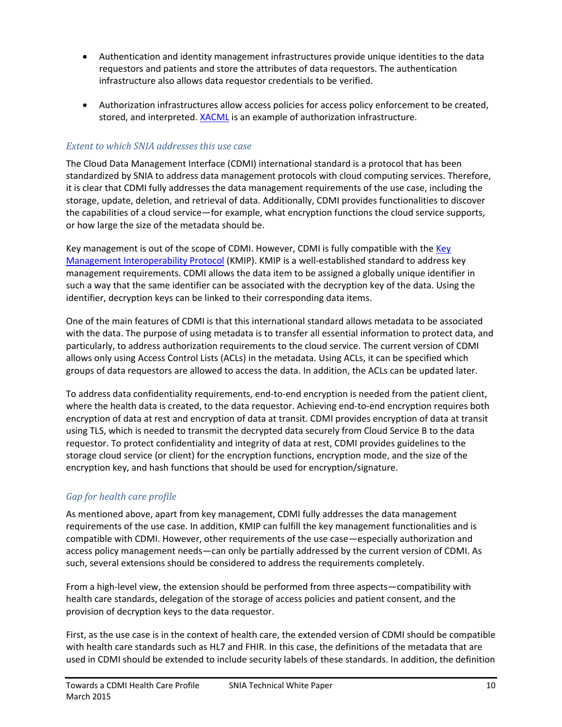- Authentication and identity management infrastructures provide unique identities to the data requestors and patients and store the attributes of data requestors. The authentication infrastructure also allows data requestor credentials to be verified.

- Authorization infrastructures allow access policies for access policy enforcement to be created, stored, and interpreted. XACML is an example of authorization infrastructure.

### *Extent to which SNIA addresses this use case*

The Cloud Data Management Interface (CDMI) international standard is a protocol that has been standardized by SNIA to address data management protocols with cloud computing services. Therefore, it is clear that CDMI fully addresses the data management requirements of the use case, including the storage, update, deletion, and retrieval of data. Additionally, CDMI provides functionalities to discover the capabilities of a cloud service—for example, what encryption functions the cloud service supports, or how large the size of the metadata should be.

Key management is out of the scope of CDMI. However, CDMI is fully compatible with the Key Management Interoperability Protocol (KMIP). KMIP is a well-established standard to address key management requirements. CDMI allows the data item to be assigned a globally unique identifier in such a way that the same identifier can be associated with the decryption key of the data. Using the identifier, decryption keys can be linked to their corresponding data items.

One of the main features of CDMI is that this international standard allows metadata to be associated with the data. The purpose of using metadata is to transfer all essential information to protect data, and particularly, to address authorization requirements to the cloud service. The current version of CDMI allows only using Access Control Lists (ACLs) in the metadata. Using ACLs, it can be specified which groups of data requestors are allowed to access the data. In addition, the ACLs can be updated later.

To address data confidentiality requirements, end-to-end encryption is needed from the patient client, where the health data is created, to the data requestor. Achieving end-to-end encryption requires both encryption of data at rest and encryption of data at transit. CDMI provides encryption of data at transit using TLS, which is needed to transmit the decrypted data securely from Cloud Service B to the data requestor. To protect confidentiality and integrity of data at rest, CDMI provides guidelines to the storage cloud service (or client) for the encryption functions, encryption mode, and the size of the encryption key, and hash functions that should be used for encryption/signature.

### *Gap for health care profile*

As mentioned above, apart from key management, CDMI fully addresses the data management requirements of the use case. In addition, KMIP can fulfill the key management functionalities and is compatible with CDMI. However, other requirements of the use case—especially authorization and access policy management needs—can only be partially addressed by the current version of CDMI. As such, several extensions should be considered to address the requirements completely.

From a high-level view, the extension should be performed from three aspects—compatibility with health care standards, delegation of the storage of access policies and patient consent, and the provision of decryption keys to the data requestor.

First, as the use case is in the context of health care, the extended version of CDMI should be compatible with health care standards such as HL7 and FHIR. In this case, the definitions of the metadata that are used in CDMI should be extended to include security labels of these standards. In addition, the definition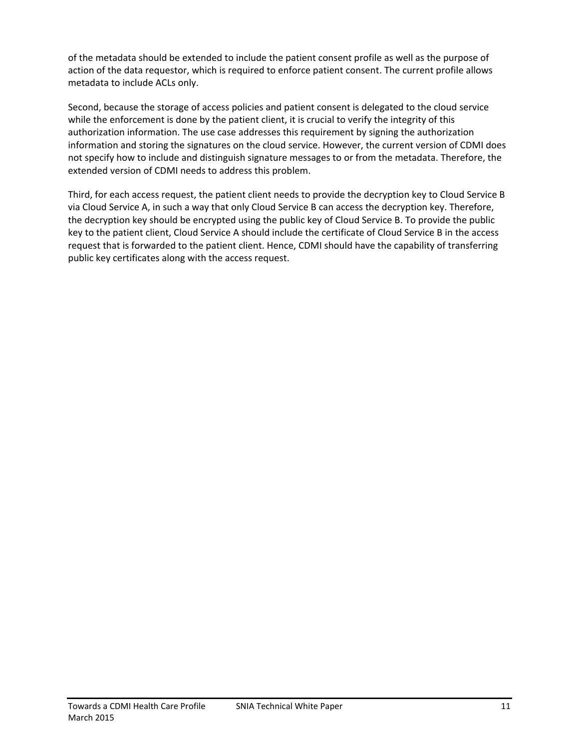of the metadata should be extended to include the patient consent profile as well as the purpose of action of the data requestor, which is required to enforce patient consent. The current profile allows metadata to include ACLs only.

Second, because the storage of access policies and patient consent is delegated to the cloud service while the enforcement is done by the patient client, it is crucial to verify the integrity of this authorization information. The use case addresses this requirement by signing the authorization information and storing the signatures on the cloud service. However, the current version of CDMI does not specify how to include and distinguish signature messages to or from the metadata. Therefore, the extended version of CDMI needs to address this problem.

Third, for each access request, the patient client needs to provide the decryption key to Cloud Service B via Cloud Service A, in such a way that only Cloud Service B can access the decryption key. Therefore, the decryption key should be encrypted using the public key of Cloud Service B. To provide the public key to the patient client, Cloud Service A should include the certificate of Cloud Service B in the access request that is forwarded to the patient client. Hence, CDMI should have the capability of transferring public key certificates along with the access request.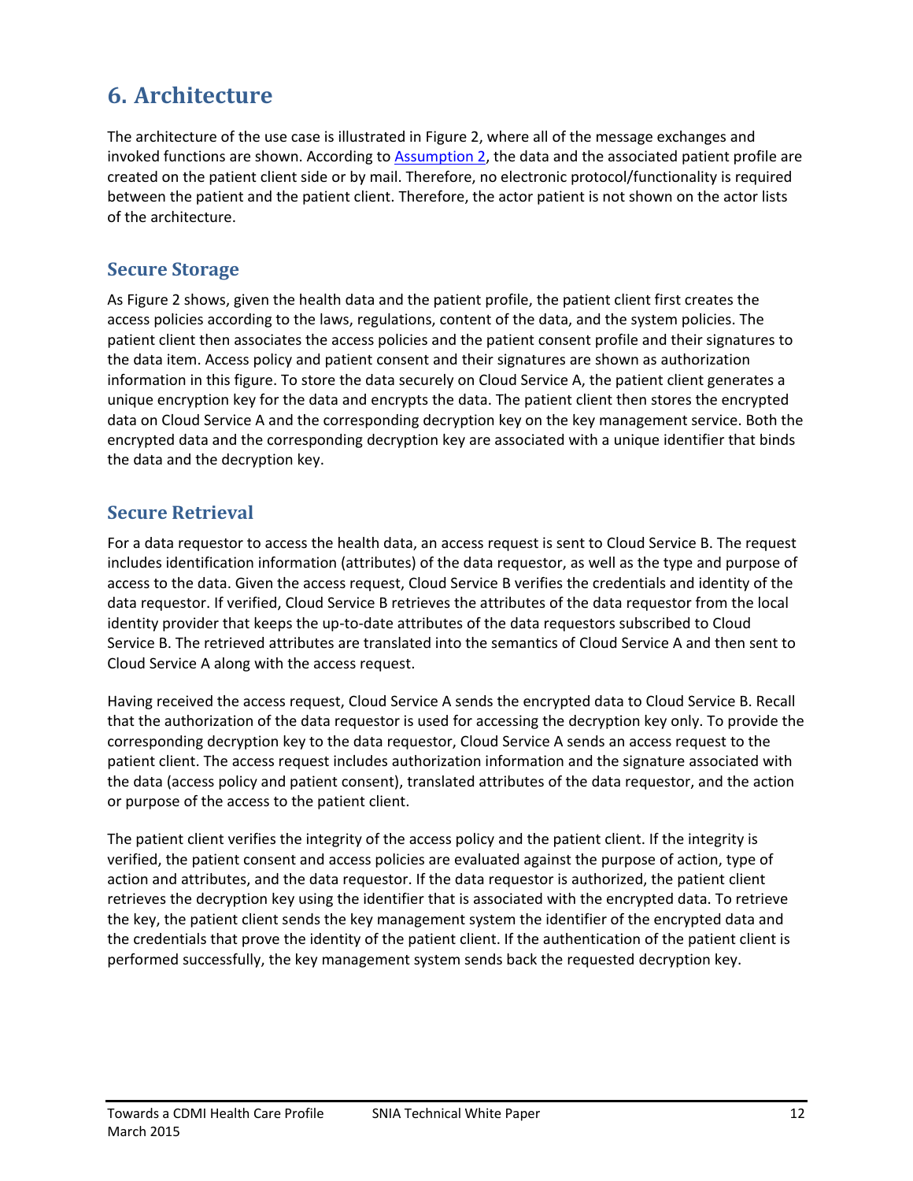# 6. Architecture

The architecture of the use case is illustrated in Figure 2, where all of the message exchanges and invoked functions are shown. According to Assumption 2, the data and the associated patient profile are created on the patient client side or by mail. Therefore, no electronic protocol/functionality is required between the patient and the patient client. Therefore, the actor patient is not shown on the actor lists of the architecture.

## Secure Storage

As Figure 2 shows, given the health data and the patient profile, the patient client first creates the access policies according to the laws, regulations, content of the data, and the system policies. The patient client then associates the access policies and the patient consent profile and their signatures to the data item. Access policy and patient consent and their signatures are shown as authorization information in this figure. To store the data securely on Cloud Service A, the patient client generates a unique encryption key for the data and encrypts the data. The patient client then stores the encrypted data on Cloud Service A and the corresponding decryption key on the key management service. Both the encrypted data and the corresponding decryption key are associated with a unique identifier that binds the data and the decryption key.

## Secure Retrieval

For a data requestor to access the health data, an access request is sent to Cloud Service B. The request includes identification information (attributes) of the data requestor, as well as the type and purpose of access to the data. Given the access request, Cloud Service B verifies the credentials and identity of the data requestor. If verified, Cloud Service B retrieves the attributes of the data requestor from the local identity provider that keeps the up-to-date attributes of the data requestors subscribed to Cloud Service B. The retrieved attributes are translated into the semantics of Cloud Service A and then sent to Cloud Service A along with the access request.

Having received the access request, Cloud Service A sends the encrypted data to Cloud Service B. Recall that the authorization of the data requestor is used for accessing the decryption key only. To provide the corresponding decryption key to the data requestor, Cloud Service A sends an access request to the patient client. The access request includes authorization information and the signature associated with the data (access policy and patient consent), translated attributes of the data requestor, and the action or purpose of the access to the patient client.

The patient client verifies the integrity of the access policy and the patient client. If the integrity is verified, the patient consent and access policies are evaluated against the purpose of action, type of action and attributes, and the data requestor. If the data requestor is authorized, the patient client retrieves the decryption key using the identifier that is associated with the encrypted data. To retrieve the key, the patient client sends the key management system the identifier of the encrypted data and the credentials that prove the identity of the patient client. If the authentication of the patient client is performed successfully, the key management system sends back the requested decryption key.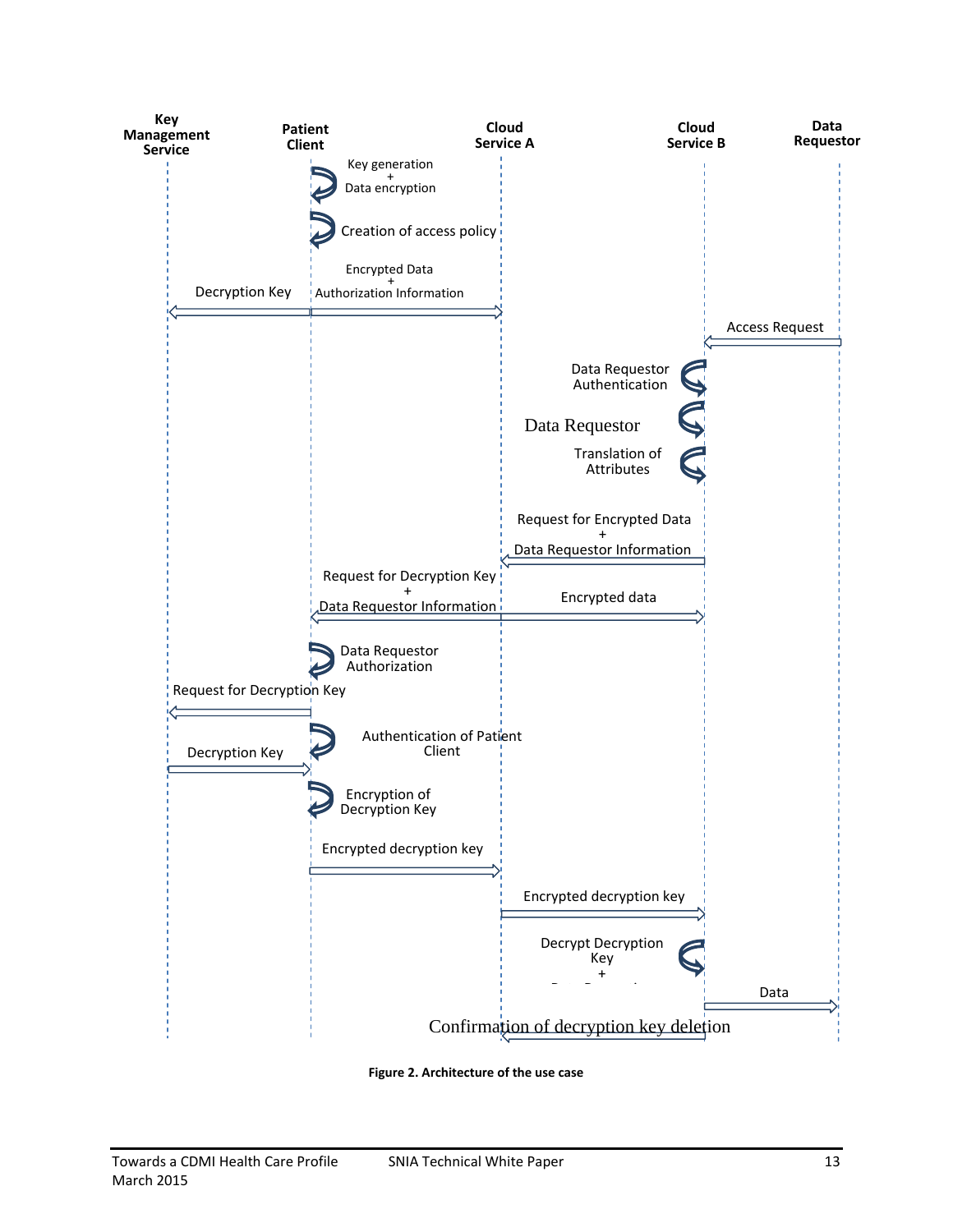Key Management Service

Patient Client

Cloud Service A

Cloud Service B

Data Requestor

Key generation
+
Data encryption

Creation of access policy

Decryption Key

Encrypted Data
+
Authorization Information

Access Request

Data Requestor Authentication

Data Requestor

Translation of Attributes

Request for Encrypted Data
+
Data Requestor Information

Request for Decryption Key
+
Data Requestor Information

Encrypted data

Data Requestor Authorization

Request for Decryption Key

Authentication of Patient Client

Decryption Key

Encryption of Decryption Key

Encrypted decryption key

Encrypted decryption key

Decrypt Decryption Key
+

Data

Confirmation of decryption key deletion

**Figure 2. Architecture of the use case**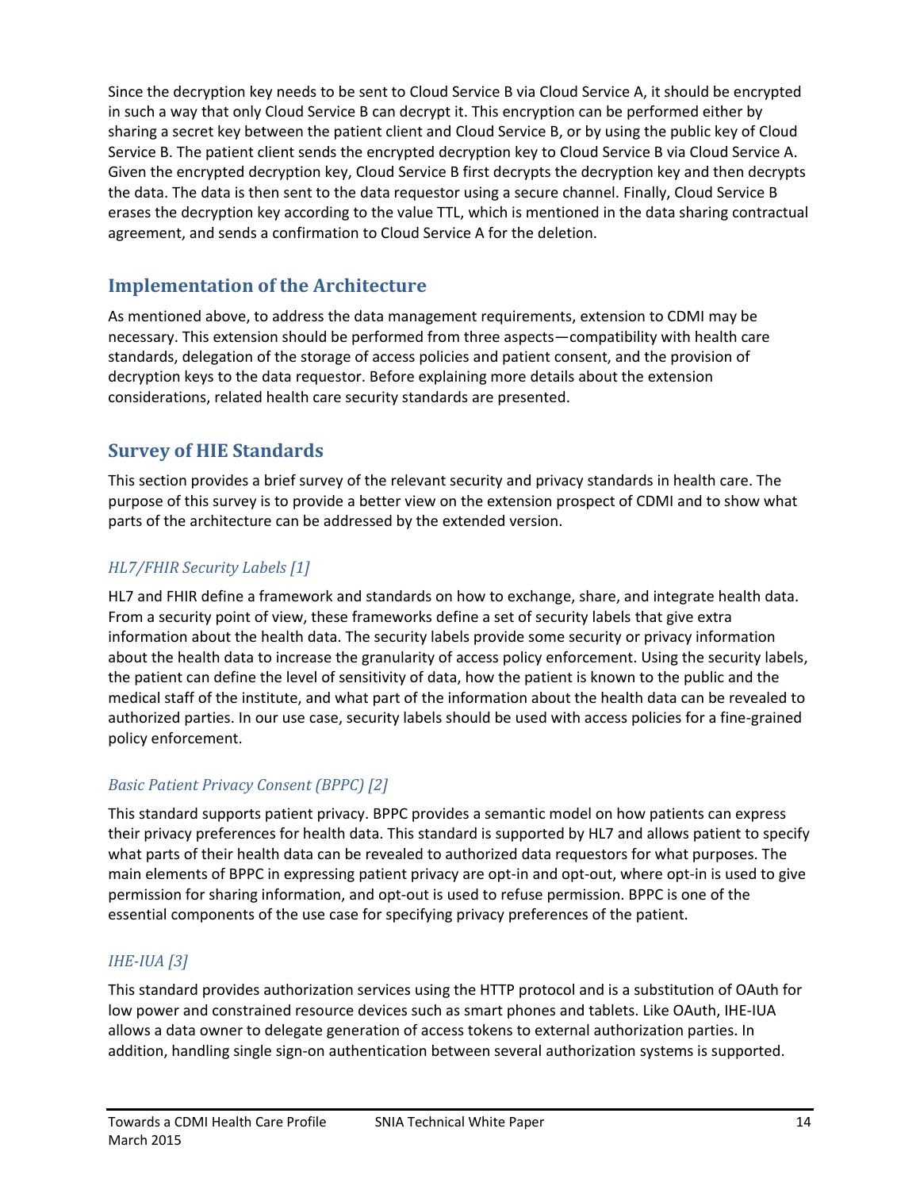Since the decryption key needs to be sent to Cloud Service B via Cloud Service A, it should be encrypted in such a way that only Cloud Service B can decrypt it. This encryption can be performed either by sharing a secret key between the patient client and Cloud Service B, or by using the public key of Cloud Service B. The patient client sends the encrypted decryption key to Cloud Service B via Cloud Service A. Given the encrypted decryption key, Cloud Service B first decrypts the decryption key and then decrypts the data. The data is then sent to the data requestor using a secure channel. Finally, Cloud Service B erases the decryption key according to the value TTL, which is mentioned in the data sharing contractual agreement, and sends a confirmation to Cloud Service A for the deletion.

## Implementation of the Architecture

As mentioned above, to address the data management requirements, extension to CDMI may be necessary. This extension should be performed from three aspects—compatibility with health care standards, delegation of the storage of access policies and patient consent, and the provision of decryption keys to the data requestor. Before explaining more details about the extension considerations, related health care security standards are presented.

## Survey of HIE Standards

This section provides a brief survey of the relevant security and privacy standards in health care. The purpose of this survey is to provide a better view on the extension prospect of CDMI and to show what parts of the architecture can be addressed by the extended version.

### *HL7/FHIR Security Labels [1]*

HL7 and FHIR define a framework and standards on how to exchange, share, and integrate health data. From a security point of view, these frameworks define a set of security labels that give extra information about the health data. The security labels provide some security or privacy information about the health data to increase the granularity of access policy enforcement. Using the security labels, the patient can define the level of sensitivity of data, how the patient is known to the public and the medical staff of the institute, and what part of the information about the health data can be revealed to authorized parties. In our use case, security labels should be used with access policies for a fine-grained policy enforcement.

### *Basic Patient Privacy Consent (BPPC) [2]*

This standard supports patient privacy. BPPC provides a semantic model on how patients can express their privacy preferences for health data. This standard is supported by HL7 and allows patient to specify what parts of their health data can be revealed to authorized data requestors for what purposes. The main elements of BPPC in expressing patient privacy are opt-in and opt-out, where opt-in is used to give permission for sharing information, and opt-out is used to refuse permission. BPPC is one of the essential components of the use case for specifying privacy preferences of the patient.

### *IHE-IUA [3]*

This standard provides authorization services using the HTTP protocol and is a substitution of OAuth for low power and constrained resource devices such as smart phones and tablets. Like OAuth, IHE-IUA allows a data owner to delegate generation of access tokens to external authorization parties. In addition, handling single sign-on authentication between several authorization systems is supported.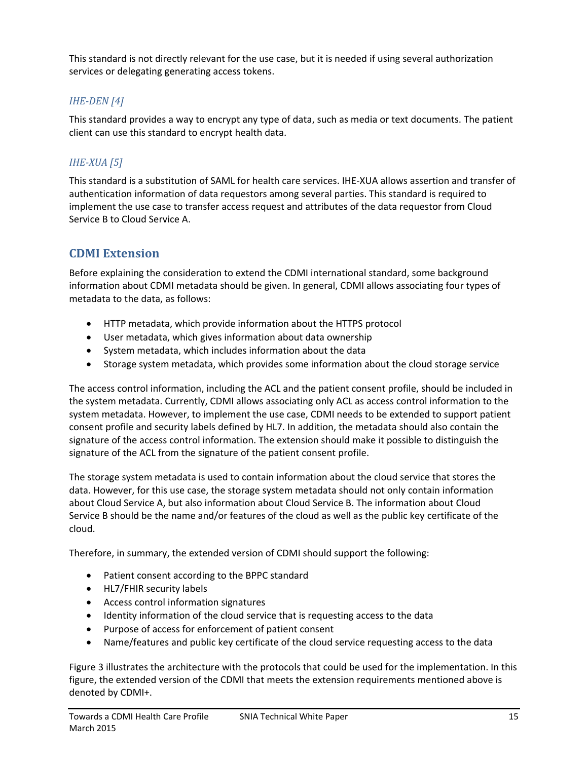This standard is not directly relevant for the use case, but it is needed if using several authorization services or delegating generating access tokens.

### *IHE-DEN [4]*

This standard provides a way to encrypt any type of data, such as media or text documents. The patient client can use this standard to encrypt health data.

### *IHE-XUA [5]*

This standard is a substitution of SAML for health care services. IHE-XUA allows assertion and transfer of authentication information of data requestors among several parties. This standard is required to implement the use case to transfer access request and attributes of the data requestor from Cloud Service B to Cloud Service A.

## CDMI Extension

Before explaining the consideration to extend the CDMI international standard, some background information about CDMI metadata should be given. In general, CDMI allows associating four types of metadata to the data, as follows:

- HTTP metadata, which provide information about the HTTPS protocol
- User metadata, which gives information about data ownership
- System metadata, which includes information about the data
- Storage system metadata, which provides some information about the cloud storage service

The access control information, including the ACL and the patient consent profile, should be included in the system metadata. Currently, CDMI allows associating only ACL as access control information to the system metadata. However, to implement the use case, CDMI needs to be extended to support patient consent profile and security labels defined by HL7. In addition, the metadata should also contain the signature of the access control information. The extension should make it possible to distinguish the signature of the ACL from the signature of the patient consent profile.

The storage system metadata is used to contain information about the cloud service that stores the data. However, for this use case, the storage system metadata should not only contain information about Cloud Service A, but also information about Cloud Service B. The information about Cloud Service B should be the name and/or features of the cloud as well as the public key certificate of the cloud.

Therefore, in summary, the extended version of CDMI should support the following:

- Patient consent according to the BPPC standard
- HL7/FHIR security labels
- Access control information signatures
- Identity information of the cloud service that is requesting access to the data
- Purpose of access for enforcement of patient consent
- Name/features and public key certificate of the cloud service requesting access to the data

Figure 3 illustrates the architecture with the protocols that could be used for the implementation. In this figure, the extended version of the CDMI that meets the extension requirements mentioned above is denoted by CDMI+.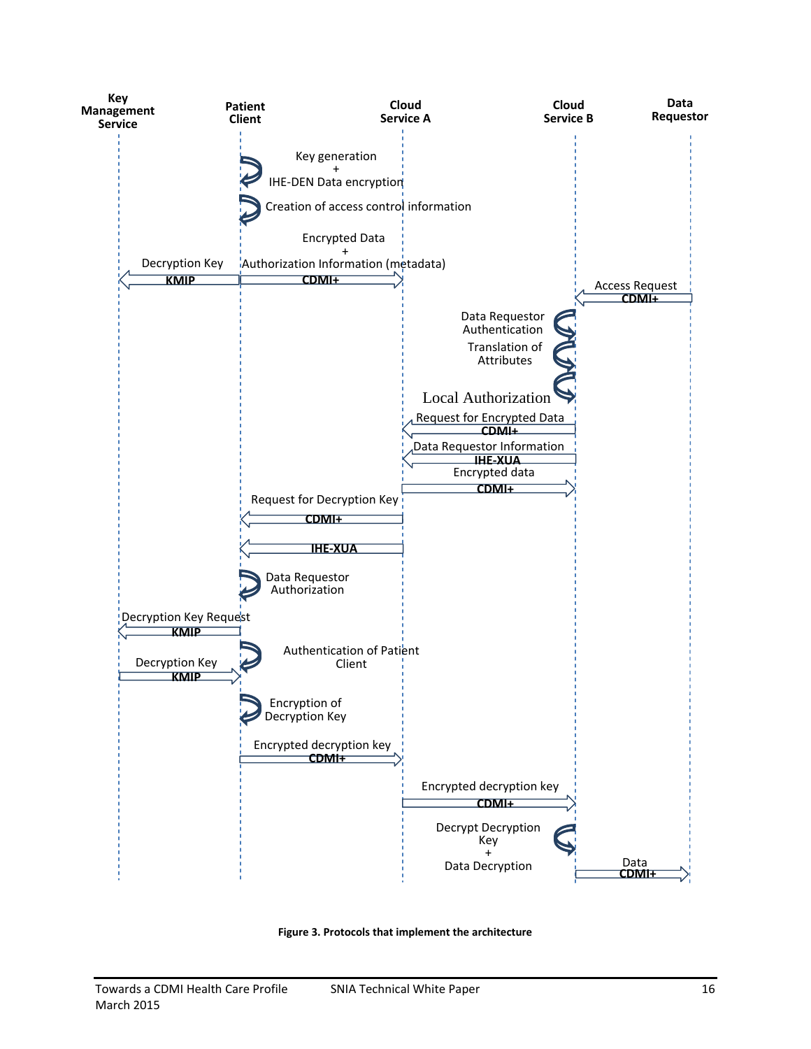Key Management Service

Patient Client

Cloud Service A

Cloud Service B

Data Requestor

Key generation + IHE-DEN Data encryption

Creation of access control information

Encrypted Data + Authorization Information (metadata)

CDMI+

Decryption Key

KMIP

Access Request

CDMI+

Data Requestor Authentication

Translation of Attributes

Local Authorization

Request for Encrypted Data

CDMI+

Data Requestor Information

IHE-XUA

Encrypted data

CDMI+

Request for Decryption Key

CDMI+

IHE-XUA

Data Requestor Authorization

Decryption Key Request

KMIP

Authentication of Patient Client

Decryption Key

KMIP

Encryption of Decryption Key

Encrypted decryption key

CDMI+

Encrypted decryption key

CDMI+

Decrypt Decryption Key + Data Decryption

Data

CDMI+

**Figure 3. Protocols that implement the architecture**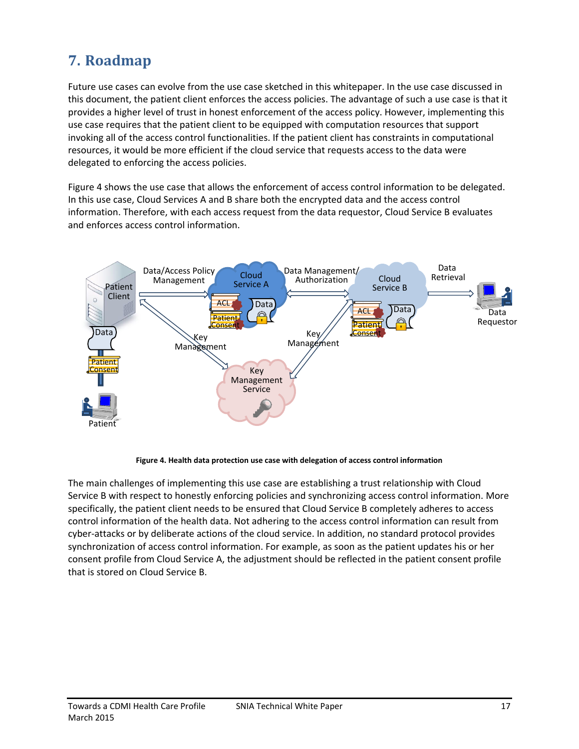# 7. Roadmap

Future use cases can evolve from the use case sketched in this whitepaper. In the use case discussed in this document, the patient client enforces the access policies. The advantage of such a use case is that it provides a higher level of trust in honest enforcement of the access policy. However, implementing this use case requires that the patient client to be equipped with computation resources that support invoking all of the access control functionalities. If the patient client has constraints in computational resources, it would be more efficient if the cloud service that requests access to the data were delegated to enforcing the access policies.

Figure 4 shows the use case that allows the enforcement of access control information to be delegated. In this use case, Cloud Services A and B share both the encrypted data and the access control information. Therefore, with each access request from the data requestor, Cloud Service B evaluates and enforces access control information.

**Figure 4. Health data protection use case with delegation of access control information**

The main challenges of implementing this use case are establishing a trust relationship with Cloud Service B with respect to honestly enforcing policies and synchronizing access control information. More specifically, the patient client needs to be ensured that Cloud Service B completely adheres to access control information of the health data. Not adhering to the access control information can result from cyber-attacks or by deliberate actions of the cloud service. In addition, no standard protocol provides synchronization of access control information. For example, as soon as the patient updates his or her consent profile from Cloud Service A, the adjustment should be reflected in the patient consent profile that is stored on Cloud Service B.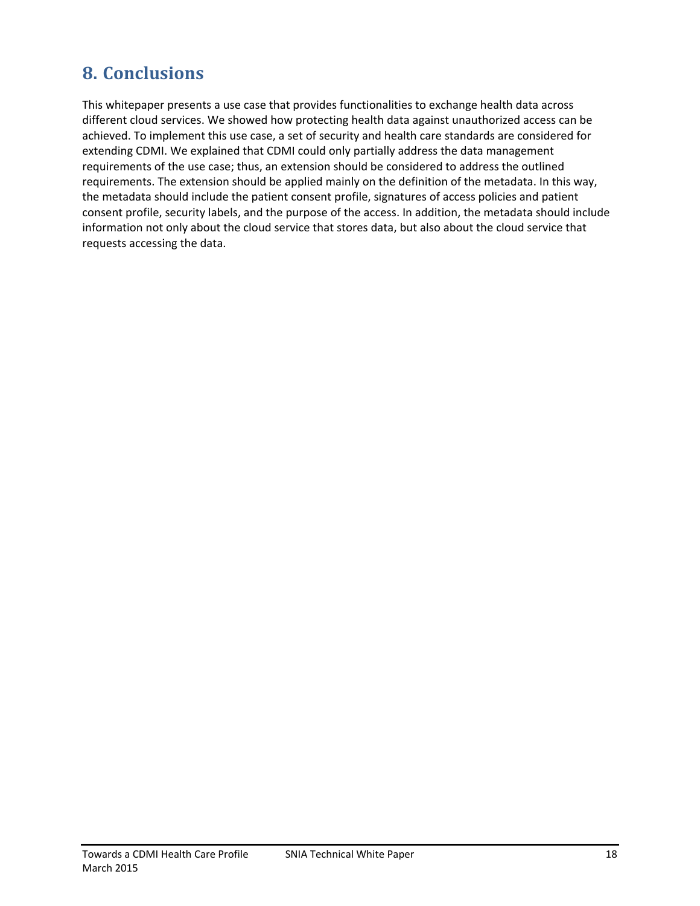# 8. Conclusions

This whitepaper presents a use case that provides functionalities to exchange health data across different cloud services. We showed how protecting health data against unauthorized access can be achieved. To implement this use case, a set of security and health care standards are considered for extending CDMI. We explained that CDMI could only partially address the data management requirements of the use case; thus, an extension should be considered to address the outlined requirements. The extension should be applied mainly on the definition of the metadata. In this way, the metadata should include the patient consent profile, signatures of access policies and patient consent profile, security labels, and the purpose of the access. In addition, the metadata should include information not only about the cloud service that stores data, but also about the cloud service that requests accessing the data.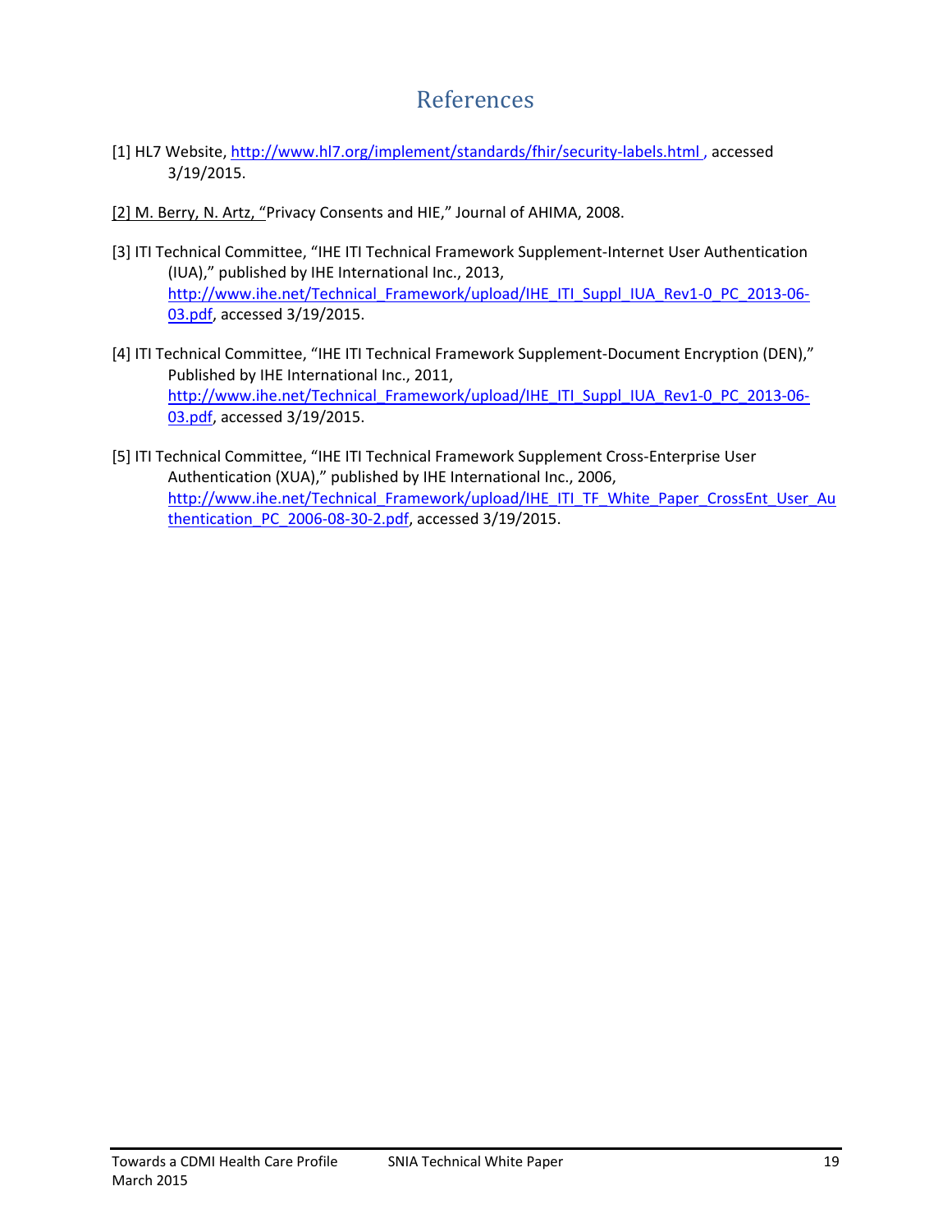# References

[1] HL7 Website, http://www.hl7.org/implement/standards/fhir/security-labels.html , accessed 3/19/2015.

[2] M. Berry, N. Artz, "Privacy Consents and HIE," Journal of AHIMA, 2008.

[3] ITI Technical Committee, "IHE ITI Technical Framework Supplement-Internet User Authentication (IUA)," published by IHE International Inc., 2013, http://www.ihe.net/Technical_Framework/upload/IHE_ITI_Suppl_IUA_Rev1-0_PC_2013-06-03.pdf, accessed 3/19/2015.

[4] ITI Technical Committee, "IHE ITI Technical Framework Supplement-Document Encryption (DEN)," Published by IHE International Inc., 2011, http://www.ihe.net/Technical_Framework/upload/IHE_ITI_Suppl_IUA_Rev1-0_PC_2013-06-03.pdf, accessed 3/19/2015.

[5] ITI Technical Committee, "IHE ITI Technical Framework Supplement Cross-Enterprise User Authentication (XUA)," published by IHE International Inc., 2006, http://www.ihe.net/Technical_Framework/upload/IHE_ITI_TF_White_Paper_CrossEnt_User_Authentication_PC_2006-08-30-2.pdf, accessed 3/19/2015.